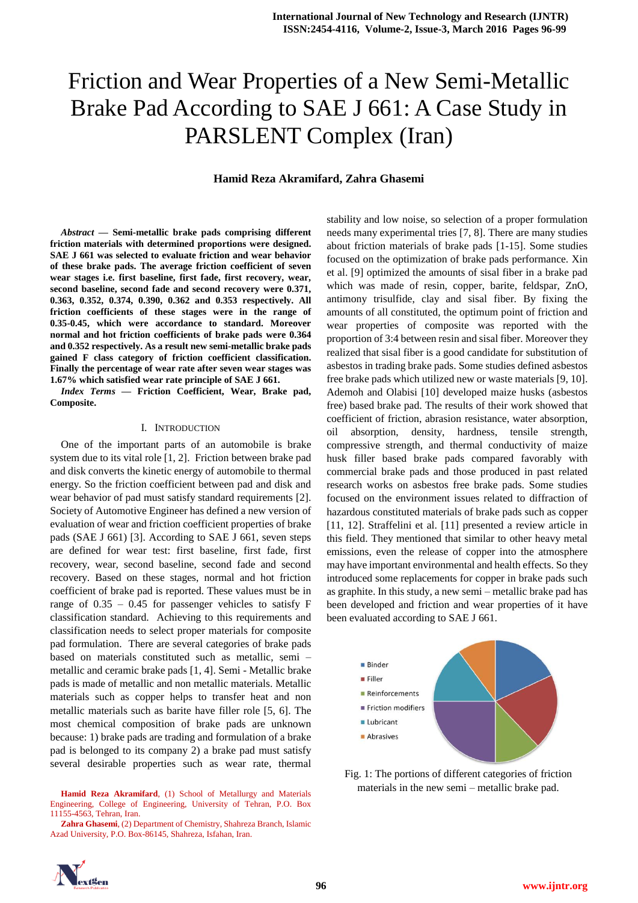# Friction and Wear Properties of a New Semi-Metallic Brake Pad According to SAE J 661: A Case Study in PARSLENT Complex (Iran)

**Hamid Reza Akramifard, Zahra Ghasemi**

***Abstract* — Semi-metallic brake pads comprising different friction materials with determined proportions were designed. SAE J 661 was selected to evaluate friction and wear behavior of these brake pads. The average friction coefficient of seven wear stages i.e. first baseline, first fade, first recovery, wear, second baseline, second fade and second recovery were 0.371, 0.363, 0.352, 0.374, 0.390, 0.362 and 0.353 respectively. All friction coefficients of these stages were in the range of 0.35-0.45, which were accordance to standard. Moreover normal and hot friction coefficients of brake pads were 0.364 and 0.352 respectively. As a result new semi-metallic brake pads gained F class category of friction coefficient classification. Finally the percentage of wear rate after seven wear stages was 1.67% which satisfied wear rate principle of SAE J 661.**

***Index Terms* — Friction Coefficient, Wear, Brake pad, Composite.**

## I. Introduction

One of the important parts of an automobile is brake system due to its vital role [1, 2]. Friction between brake pad and disk converts the kinetic energy of automobile to thermal energy. So the friction coefficient between pad and disk and wear behavior of pad must satisfy standard requirements [2]. Society of Automotive Engineer has defined a new version of evaluation of wear and friction coefficient properties of brake pads (SAE J 661) [3]. According to SAE J 661, seven steps are defined for wear test: first baseline, first fade, first recovery, wear, second baseline, second fade and second recovery. Based on these stages, normal and hot friction coefficient of brake pad is reported. These values must be in range of 0.35 – 0.45 for passenger vehicles to satisfy F classification standard. Achieving to this requirements and classification needs to select proper materials for composite pad formulation. There are several categories of brake pads based on materials constituted such as metallic, semi – metallic and ceramic brake pads [1, 4]. Semi - Metallic brake pads is made of metallic and non metallic materials. Metallic materials such as copper helps to transfer heat and non metallic materials such as barite have filler role [5, 6]. The most chemical composition of brake pads are unknown because: 1) brake pads are trading and formulation of a brake pad is belonged to its company 2) a brake pad must satisfy several desirable properties such as wear rate, thermal stability and low noise, so selection of a proper formulation needs many experimental tries [7, 8]. There are many studies about friction materials of brake pads [1-15]. Some studies focused on the optimization of brake pads performance. Xin et al. [9] optimized the amounts of sisal fiber in a brake pad which was made of resin, copper, barite, feldspar, ZnO, antimony trisulfide, clay and sisal fiber. By fixing the amounts of all constituted, the optimum point of friction and wear properties of composite was reported with the proportion of 3:4 between resin and sisal fiber. Moreover they realized that sisal fiber is a good candidate for substitution of asbestos in trading brake pads. Some studies defined asbestos free brake pads which utilized new or waste materials [9, 10]. Ademoh and Olabisi [10] developed maize husks (asbestos free) based brake pad. The results of their work showed that coefficient of friction, abrasion resistance, water absorption, oil absorption, density, hardness, tensile strength, compressive strength, and thermal conductivity of maize husk filler based brake pads compared favorably with commercial brake pads and those produced in past related research works on asbestos free brake pads. Some studies focused on the environment issues related to diffraction of hazardous constituted materials of brake pads such as copper [11, 12]. Straffelini et al. [11] presented a review article in this field. They mentioned that similar to other heavy metal emissions, even the release of copper into the atmosphere may have important environmental and health effects. So they introduced some replacements for copper in brake pads such as graphite. In this study, a new semi – metallic brake pad has been developed and friction and wear properties of it have been evaluated according to SAE J 661.

Fig. 1: The portions of different categories of friction materials in the new semi – metallic brake pad.

**Hamid Reza Akramifard**, (1) School of Metallurgy and Materials Engineering, College of Engineering, University of Tehran, P.O. Box 11155-4563, Tehran, Iran.

**Zahra Ghasemi**, (2) Department of Chemistry, Shahreza Branch, Islamic Azad University, P.O. Box-86145, Shahreza, Isfahan, Iran.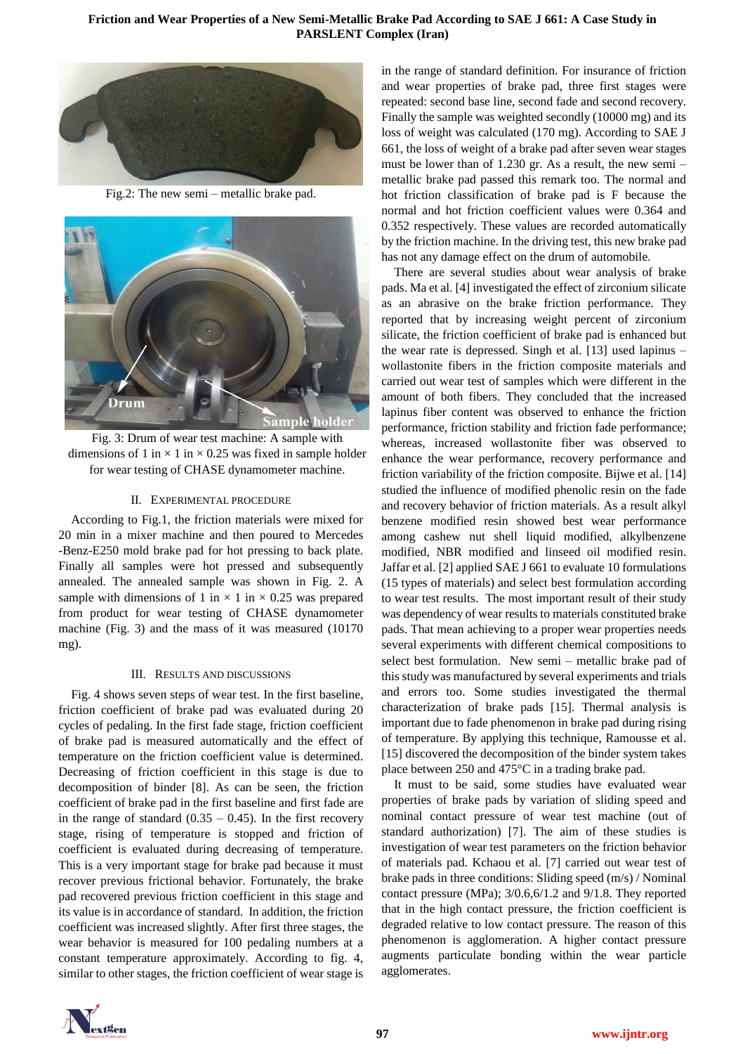Fig.2: The new semi – metallic brake pad.

Fig. 3: Drum of wear test machine: A sample with dimensions of 1 in × 1 in × 0.25 was fixed in sample holder for wear testing of CHASE dynamometer machine.

## II. Experimental Procedure

According to Fig.1, the friction materials were mixed for 20 min in a mixer machine and then poured to Mercedes -Benz-E250 mold brake pad for hot pressing to back plate. Finally all samples were hot pressed and subsequently annealed. The annealed sample was shown in Fig. 2. A sample with dimensions of 1 in × 1 in × 0.25 was prepared from product for wear testing of CHASE dynamometer machine (Fig. 3) and the mass of it was measured (10170 mg).

## III. Results and Discussions

Fig. 4 shows seven steps of wear test. In the first baseline, friction coefficient of brake pad was evaluated during 20 cycles of pedaling. In the first fade stage, friction coefficient of brake pad is measured automatically and the effect of temperature on the friction coefficient value is determined. Decreasing of friction coefficient in this stage is due to decomposition of binder [8]. As can be seen, the friction coefficient of brake pad in the first baseline and first fade are in the range of standard (0.35 – 0.45). In the first recovery stage, rising of temperature is stopped and friction of coefficient is evaluated during decreasing of temperature. This is a very important stage for brake pad because it must recover previous frictional behavior. Fortunately, the brake pad recovered previous friction coefficient in this stage and its value is in accordance of standard. In addition, the friction coefficient was increased slightly. After first three stages, the wear behavior is measured for 100 pedaling numbers at a constant temperature approximately. According to fig. 4, similar to other stages, the friction coefficient of wear stage is in the range of standard definition. For insurance of friction and wear properties of brake pad, three first stages were repeated: second base line, second fade and second recovery. Finally the sample was weighted secondly (10000 mg) and its loss of weight was calculated (170 mg). According to SAE J 661, the loss of weight of a brake pad after seven wear stages must be lower than of 1.230 gr. As a result, the new semi – metallic brake pad passed this remark too. The normal and hot friction classification of brake pad is F because the normal and hot friction coefficient values were 0.364 and 0.352 respectively. These values are recorded automatically by the friction machine. In the driving test, this new brake pad has not any damage effect on the drum of automobile.

There are several studies about wear analysis of brake pads. Ma et al. [4] investigated the effect of zirconium silicate as an abrasive on the brake friction performance. They reported that by increasing weight percent of zirconium silicate, the friction coefficient of brake pad is enhanced but the wear rate is depressed. Singh et al. [13] used lapinus – wollastonite fibers in the friction composite materials and carried out wear test of samples which were different in the amount of both fibers. They concluded that the increased lapinus fiber content was observed to enhance the friction performance, friction stability and friction fade performance; whereas, increased wollastonite fiber was observed to enhance the wear performance, recovery performance and friction variability of the friction composite. Bijwe et al. [14] studied the influence of modified phenolic resin on the fade and recovery behavior of friction materials. As a result alkyl benzene modified resin showed best wear performance among cashew nut shell liquid modified, alkylbenzene modified, NBR modified and linseed oil modified resin. Jaffar et al. [2] applied SAE J 661 to evaluate 10 formulations (15 types of materials) and select best formulation according to wear test results. The most important result of their study was dependency of wear results to materials constituted brake pads. That mean achieving to a proper wear properties needs several experiments with different chemical compositions to select best formulation. New semi – metallic brake pad of this study was manufactured by several experiments and trials and errors too. Some studies investigated the thermal characterization of brake pads [15]. Thermal analysis is important due to fade phenomenon in brake pad during rising of temperature. By applying this technique, Ramousse et al. [15] discovered the decomposition of the binder system takes place between 250 and 475°C in a trading brake pad.

It must to be said, some studies have evaluated wear properties of brake pads by variation of sliding speed and nominal contact pressure of wear test machine (out of standard authorization) [7]. The aim of these studies is investigation of wear test parameters on the friction behavior of materials pad. Kchaou et al. [7] carried out wear test of brake pads in three conditions: Sliding speed (m/s) / Nominal contact pressure (MPa); 3/0.6,6/1.2 and 9/1.8. They reported that in the high contact pressure, the friction coefficient is degraded relative to low contact pressure. The reason of this phenomenon is agglomeration. A higher contact pressure augments particulate bonding within the wear particle agglomerates.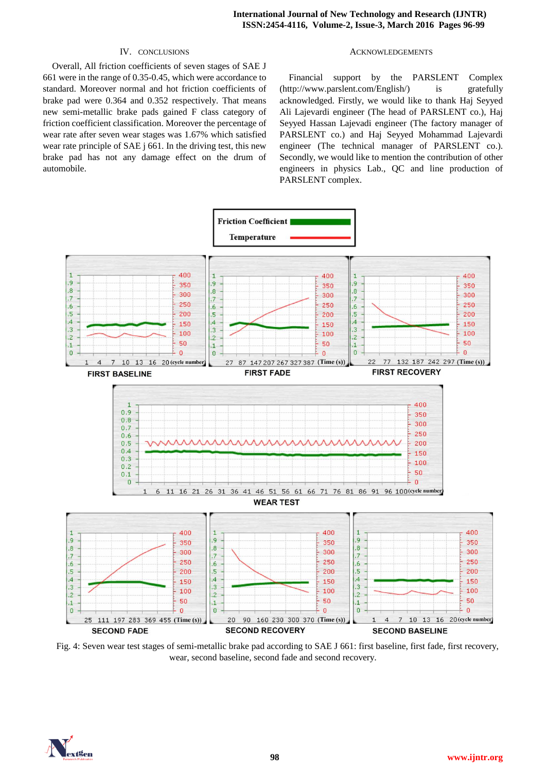## IV. Conclusions

Overall, All friction coefficients of seven stages of SAE J 661 were in the range of 0.35-0.45, which were accordance to standard. Moreover normal and hot friction coefficients of brake pad were 0.364 and 0.352 respectively. That means new semi-metallic brake pads gained F class category of friction coefficient classification. Moreover the percentage of wear rate after seven wear stages was 1.67% which satisfied wear rate principle of SAE j 661. In the driving test, this new brake pad has not any damage effect on the drum of automobile.

## Acknowledgements

Financial support by the PARSLENT Complex (http://www.parslent.com/English/) is gratefully acknowledged. Firstly, we would like to thank Haj Seyyed Ali Lajevardi engineer (The head of PARSLENT co.), Haj Seyyed Hassan Lajevadi engineer (The factory manager of PARSLENT co.) and Haj Seyyed Mohammad Lajevardi engineer (The technical manager of PARSLENT co.). Secondly, we would like to mention the contribution of other engineers in physics Lab., QC and line production of PARSLENT complex.

Fig. 4: Seven wear test stages of semi-metallic brake pad according to SAE J 661: first baseline, first fade, first recovery, wear, second baseline, second fade and second recovery.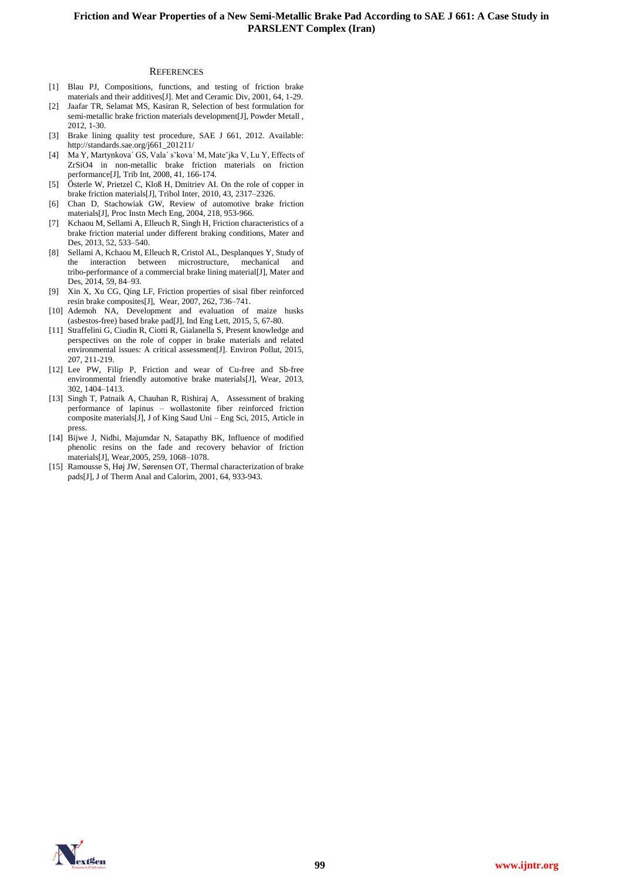## REFERENCES

[1] Blau PJ, Compositions, functions, and testing of friction brake materials and their additives[J]. Met and Ceramic Div, 2001, 64, 1-29.

[2] Jaafar TR, Selamat MS, Kasiran R, Selection of best formulation for semi-metallic brake friction materials development[J], Powder Metall , 2012, 1-30.

[3] Brake lining quality test procedure, SAE J 661, 2012. Available: http://standards.sae.org/j661_201211/

[4] Ma Y, Martynkova´ GS, Vala´ sˇkova´ M, Mateˇjka V, Lu Y, Effects of ZrSiO4 in non-metallic brake friction materials on friction performance[J], Trib Int, 2008, 41, 166-174.

[5] Österle W, Prietzel C, Kloß H, Dmitriev AI. On the role of copper in brake friction materials[J], Tribol Inter, 2010, 43, 2317–2326.

[6] Chan D, Stachowiak GW, Review of automotive brake friction materials[J], Proc Instn Mech Eng, 2004, 218, 953-966.

[7] Kchaou M, Sellami A, Elleuch R, Singh H, Friction characteristics of a brake friction material under different braking conditions, Mater and Des, 2013, 52, 533–540.

[8] Sellami A, Kchaou M, Elleuch R, Cristol AL, Desplanques Y, Study of the interaction between microstructure, mechanical and tribo-performance of a commercial brake lining material[J], Mater and Des, 2014, 59, 84–93.

[9] Xin X, Xu CG, Qing LF, Friction properties of sisal fiber reinforced resin brake composites[J], Wear, 2007, 262, 736–741.

[10] Ademoh NA, Development and evaluation of maize husks (asbestos-free) based brake pad[J], Ind Eng Lett, 2015, 5, 67-80.

[11] Straffelini G, Ciudin R, Ciotti R, Gialanella S, Present knowledge and perspectives on the role of copper in brake materials and related environmental issues: A critical assessment[J]. Environ Pollut, 2015, 207, 211-219.

[12] Lee PW, Filip P, Friction and wear of Cu-free and Sb-free environmental friendly automotive brake materials[J], Wear, 2013, 302, 1404–1413.

[13] Singh T, Patnaik A, Chauhan R, Rishiraj A, Assessment of braking performance of lapinus – wollastonite fiber reinforced friction composite materials[J], J of King Saud Uni – Eng Sci, 2015, Article in press.

[14] Bijwe J, Nidhi, Majumdar N, Satapathy BK, Influence of modified phenolic resins on the fade and recovery behavior of friction materials[J], Wear,2005, 259, 1068–1078.

[15] Ramousse S, Høj JW, Sørensen OT, Thermal characterization of brake pads[J], J of Therm Anal and Calorim, 2001, 64, 933-943.